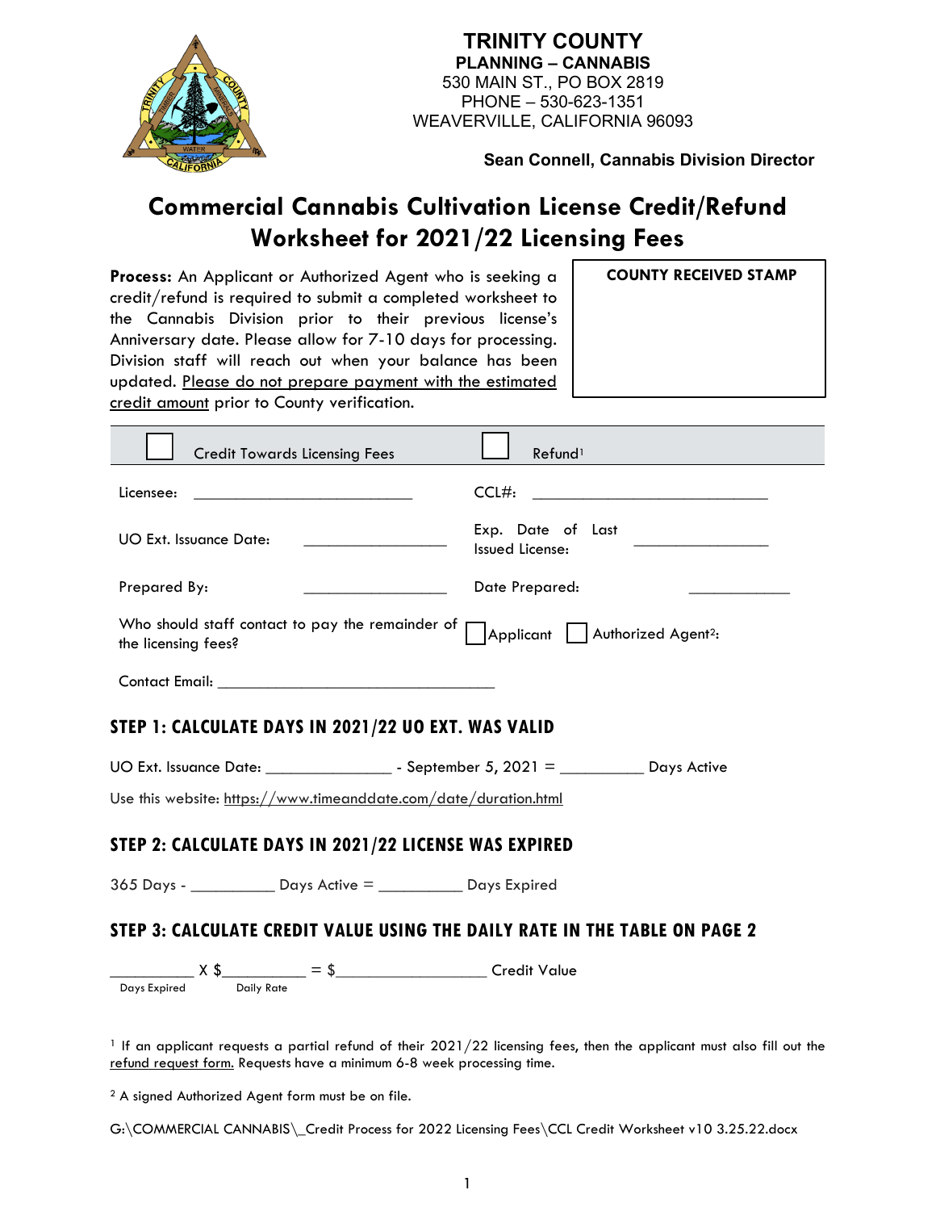**TRINITY COUNTY**
**PLANNING – CANNABIS**
530 MAIN ST., PO BOX 2819
PHONE – 530-623-1351
WEAVERVILLE, CALIFORNIA 96093

**Sean Connell, Cannabis Division Director**

# Commercial Cannabis Cultivation License Credit/Refund Worksheet for 2021/22 Licensing Fees

**Process:** An Applicant or Authorized Agent who is seeking a credit/refund is required to submit a completed worksheet to the Cannabis Division prior to their previous license's Anniversary date. Please allow for 7-10 days for processing. Division staff will reach out when your balance has been updated. Please do not prepare payment with the estimated credit amount prior to County verification.

**COUNTY RECEIVED STAMP**

☐ Credit Towards Licensing Fees ☐ Refund[1]

Licensee: ____________________ CCL#: ____________________

UO Ext. Issuance Date: ____________ Exp. Date of Last Issued License: ____________

Prepared By: ____________ Date Prepared: ____________

Who should staff contact to pay the remainder of the licensing fees? ☐ Applicant ☐ Authorized Agent[2]:

Contact Email: ________________________

## STEP 1: CALCULATE DAYS IN 2021/22 UO EXT. WAS VALID

UO Ext. Issuance Date: ___________ - September 5, 2021 = ________ Days Active

Use this website: https://www.timeanddate.com/date/duration.html

## STEP 2: CALCULATE DAYS IN 2021/22 LICENSE WAS EXPIRED

365 Days - ________ Days Active = ________ Days Expired

## STEP 3: CALCULATE CREDIT VALUE USING THE DAILY RATE IN THE TABLE ON PAGE 2

________ X $________ = $______________ Credit Value
Days Expired     Daily Rate

[1] If an applicant requests a partial refund of their 2021/22 licensing fees, then the applicant must also fill out the refund request form. Requests have a minimum 6-8 week processing time.

[2] A signed Authorized Agent form must be on file.

G:\COMMERCIAL CANNABIS\_Credit Process for 2022 Licensing Fees\CCL Credit Worksheet v10 3.25.22.docx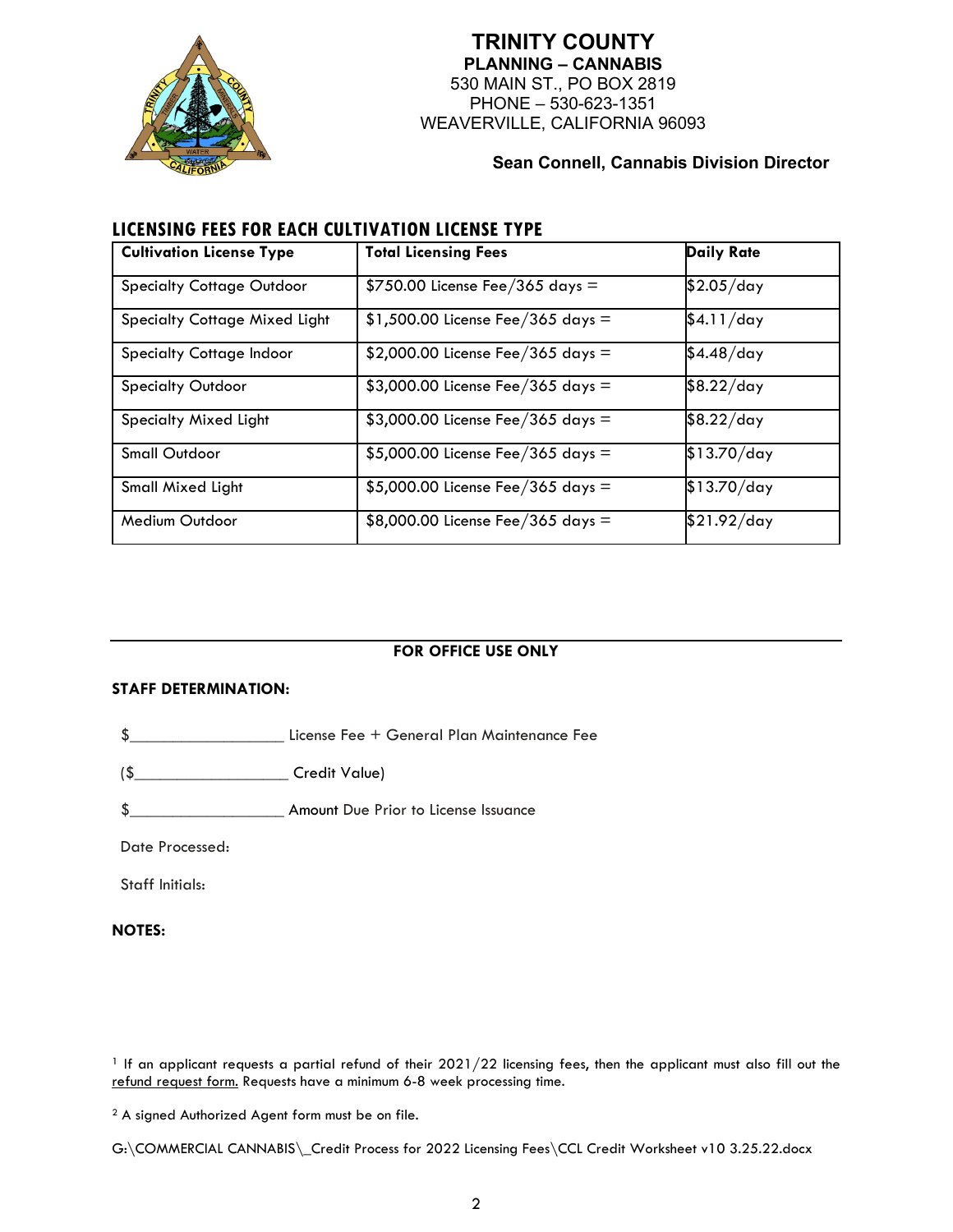# TRINITY COUNTY
## PLANNING – CANNABIS
530 MAIN ST., PO BOX 2819
PHONE – 530-623-1351
WEAVERVILLE, CALIFORNIA 96093

**Sean Connell, Cannabis Division Director**

## LICENSING FEES FOR EACH CULTIVATION LICENSE TYPE

| Cultivation License Type | Total Licensing Fees | Daily Rate |
|---|---|---|
| Specialty Cottage Outdoor | $750.00 License Fee/365 days = | $2.05/day |
| Specialty Cottage Mixed Light | $1,500.00 License Fee/365 days = | $4.11/day |
| Specialty Cottage Indoor | $2,000.00 License Fee/365 days = | $4.48/day |
| Specialty Outdoor | $3,000.00 License Fee/365 days = | $8.22/day |
| Specialty Mixed Light | $3,000.00 License Fee/365 days = | $8.22/day |
| Small Outdoor | $5,000.00 License Fee/365 days = | $13.70/day |
| Small Mixed Light | $5,000.00 License Fee/365 days = | $13.70/day |
| Medium Outdoor | $8,000.00 License Fee/365 days = | $21.92/day |

---

**FOR OFFICE USE ONLY**

**STAFF DETERMINATION:**

$__________________ License Fee + General Plan Maintenance Fee

($__________________ Credit Value)

$__________________ Amount Due Prior to License Issuance

Date Processed:

Staff Initials:

**NOTES:**

[1] If an applicant requests a partial refund of their 2021/22 licensing fees, then the applicant must also fill out the refund request form. Requests have a minimum 6-8 week processing time.

[2] A signed Authorized Agent form must be on file.

G:\COMMERCIAL CANNABIS\_Credit Process for 2022 Licensing Fees\CCL Credit Worksheet v10 3.25.22.docx